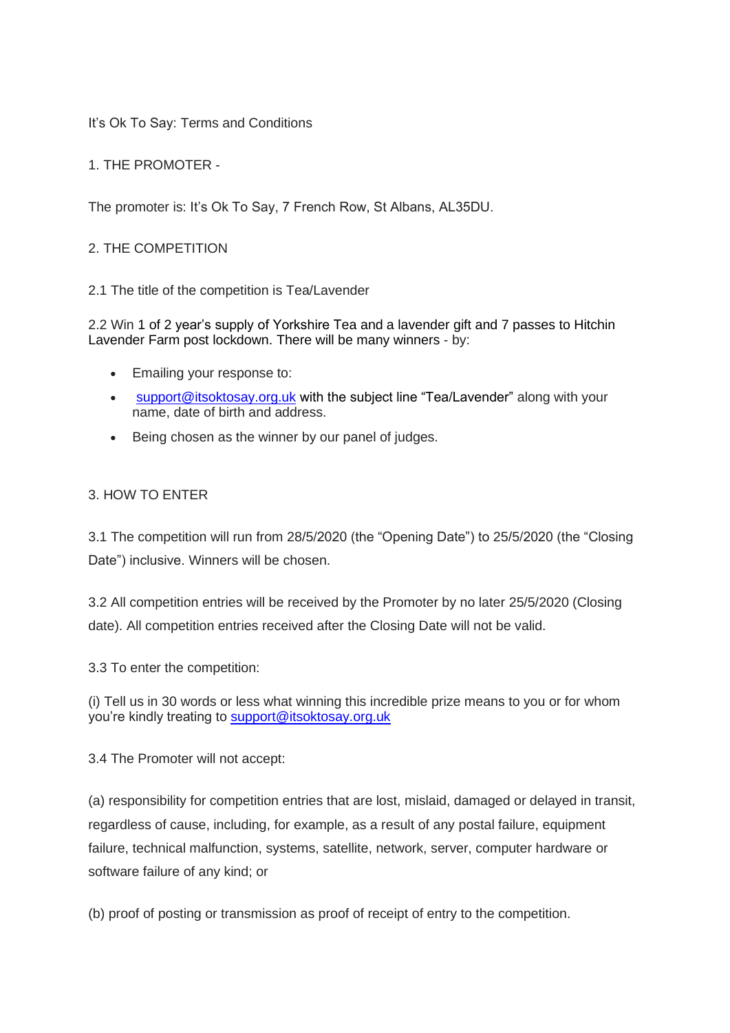It's Ok To Say: Terms and Conditions

## 1. THE PROMOTER -

The promoter is: It's Ok To Say, 7 French Row, St Albans, AL35DU.

## 2. THE COMPETITION

2.1 The title of the competition is Tea/Lavender

2.2 Win 1 of 2 year's supply of Yorkshire Tea and a lavender gift and 7 passes to Hitchin Lavender Farm post lockdown. There will be many winners - by:

- Emailing your response to:
- support@itsoktosay.org.uk with the subject line "Tea/Lavender" along with your name, date of birth and address.
- Being chosen as the winner by our panel of judges.

## 3. HOW TO ENTER

3.1 The competition will run from 28/5/2020 (the "Opening Date") to 25/5/2020 (the "Closing Date") inclusive. Winners will be chosen.

3.2 All competition entries will be received by the Promoter by no later 25/5/2020 (Closing date). All competition entries received after the Closing Date will not be valid.

3.3 To enter the competition:

(i) Tell us in 30 words or less what winning this incredible prize means to you or for whom you're kindly treating to support@itsoktosay.org.uk

3.4 The Promoter will not accept:

(a) responsibility for competition entries that are lost, mislaid, damaged or delayed in transit, regardless of cause, including, for example, as a result of any postal failure, equipment failure, technical malfunction, systems, satellite, network, server, computer hardware or software failure of any kind; or

(b) proof of posting or transmission as proof of receipt of entry to the competition.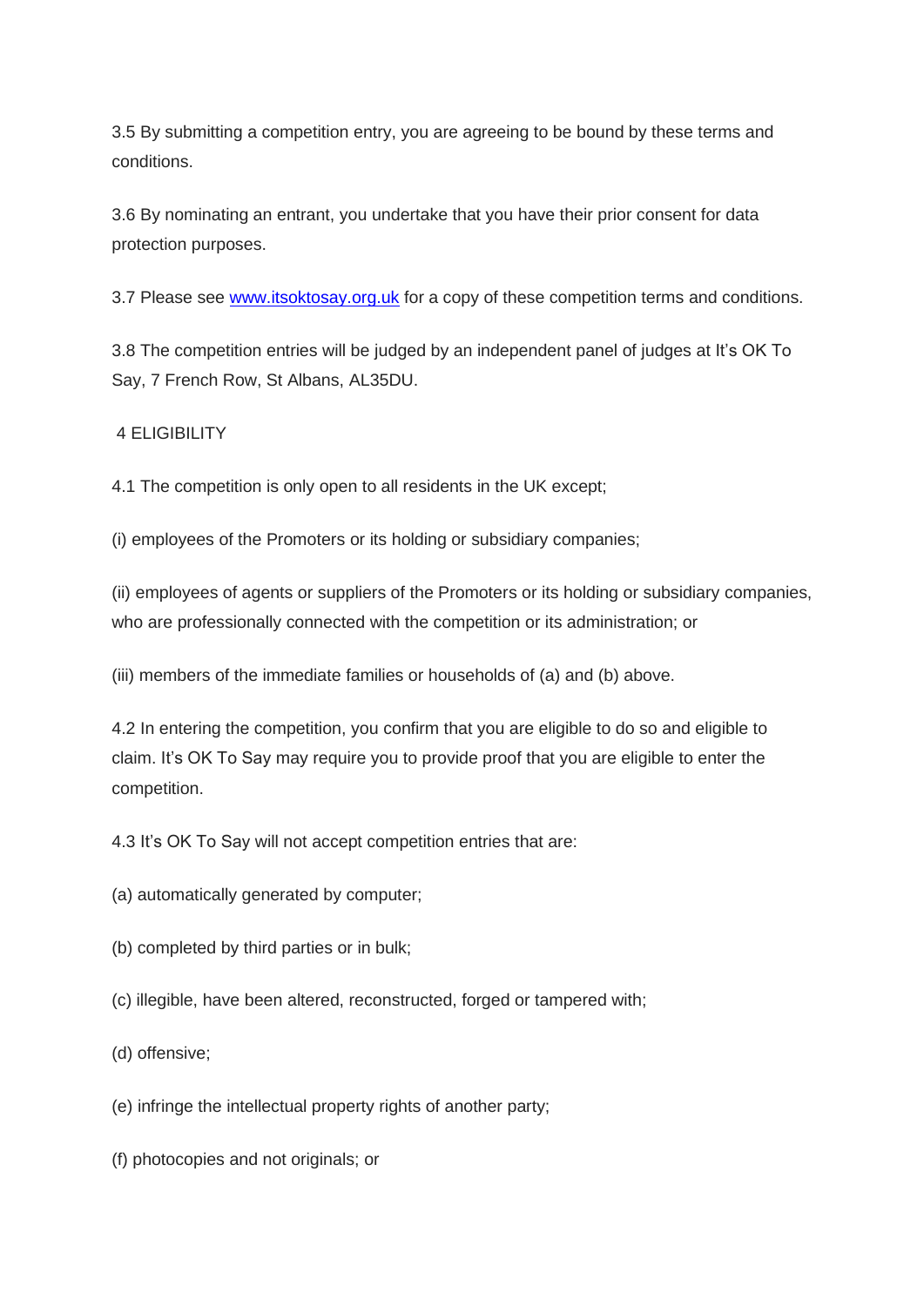3.5 By submitting a competition entry, you are agreeing to be bound by these terms and conditions.

3.6 By nominating an entrant, you undertake that you have their prior consent for data protection purposes.

3.7 Please see [www.itsoktosay.org.uk](http://www.itsoktosay.org.uk) for a copy of these competition terms and conditions.

3.8 The competition entries will be judged by an independent panel of judges at It's OK To Say, 7 French Row, St Albans, AL35DU.

## 4 ELIGIBILITY

4.1 The competition is only open to all residents in the UK except;

(i) employees of the Promoters or its holding or subsidiary companies;

(ii) employees of agents or suppliers of the Promoters or its holding or subsidiary companies, who are professionally connected with the competition or its administration; or

(iii) members of the immediate families or households of (a) and (b) above.

4.2 In entering the competition, you confirm that you are eligible to do so and eligible to claim. It's OK To Say may require you to provide proof that you are eligible to enter the competition.

4.3 It's OK To Say will not accept competition entries that are:

(a) automatically generated by computer;

(b) completed by third parties or in bulk;

(c) illegible, have been altered, reconstructed, forged or tampered with;

(d) offensive;

(e) infringe the intellectual property rights of another party;

(f) photocopies and not originals; or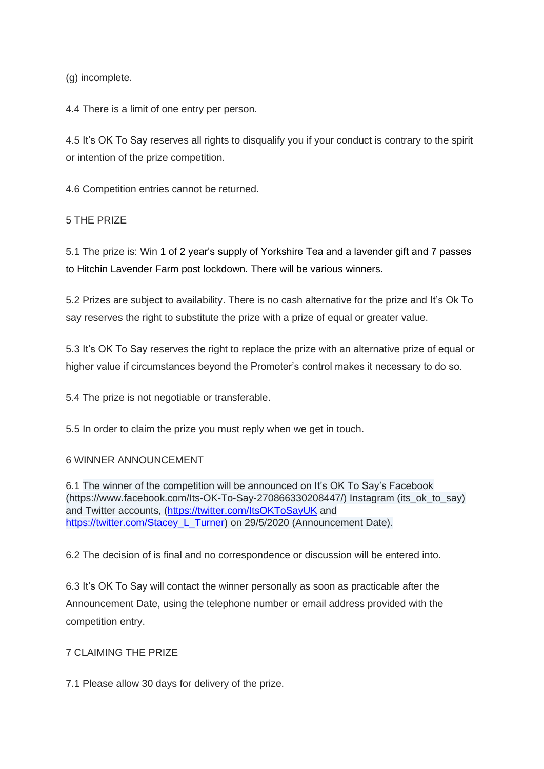(g) incomplete.

4.4 There is a limit of one entry per person.

4.5 It's OK To Say reserves all rights to disqualify you if your conduct is contrary to the spirit or intention of the prize competition.

4.6 Competition entries cannot be returned.

5 THE PRIZE

5.1 The prize is: Win 1 of 2 year's supply of Yorkshire Tea and a lavender gift and 7 passes to Hitchin Lavender Farm post lockdown. There will be various winners.

5.2 Prizes are subject to availability. There is no cash alternative for the prize and It's Ok To say reserves the right to substitute the prize with a prize of equal or greater value.

5.3 It's OK To Say reserves the right to replace the prize with an alternative prize of equal or higher value if circumstances beyond the Promoter's control makes it necessary to do so.

5.4 The prize is not negotiable or transferable.

5.5 In order to claim the prize you must reply when we get in touch.

6 WINNER ANNOUNCEMENT

6.1 The winner of the competition will be announced on It's OK To Say's Facebook (https://www.facebook.com/Its-OK-To-Say-270866330208447/) Instagram (its_ok_to_say) and Twitter accounts, ([https://twitter.com/ItsOKToSayUK](https://twitter.com/ItsOKToSayUK) and [https://twitter.com/Stacey_L_Turner](https://twitter.com/Stacey_L_Turner)) on 29/5/2020 (Announcement Date).

6.2 The decision of is final and no correspondence or discussion will be entered into.

6.3 It's OK To Say will contact the winner personally as soon as practicable after the Announcement Date, using the telephone number or email address provided with the competition entry.

7 CLAIMING THE PRIZE

7.1 Please allow 30 days for delivery of the prize.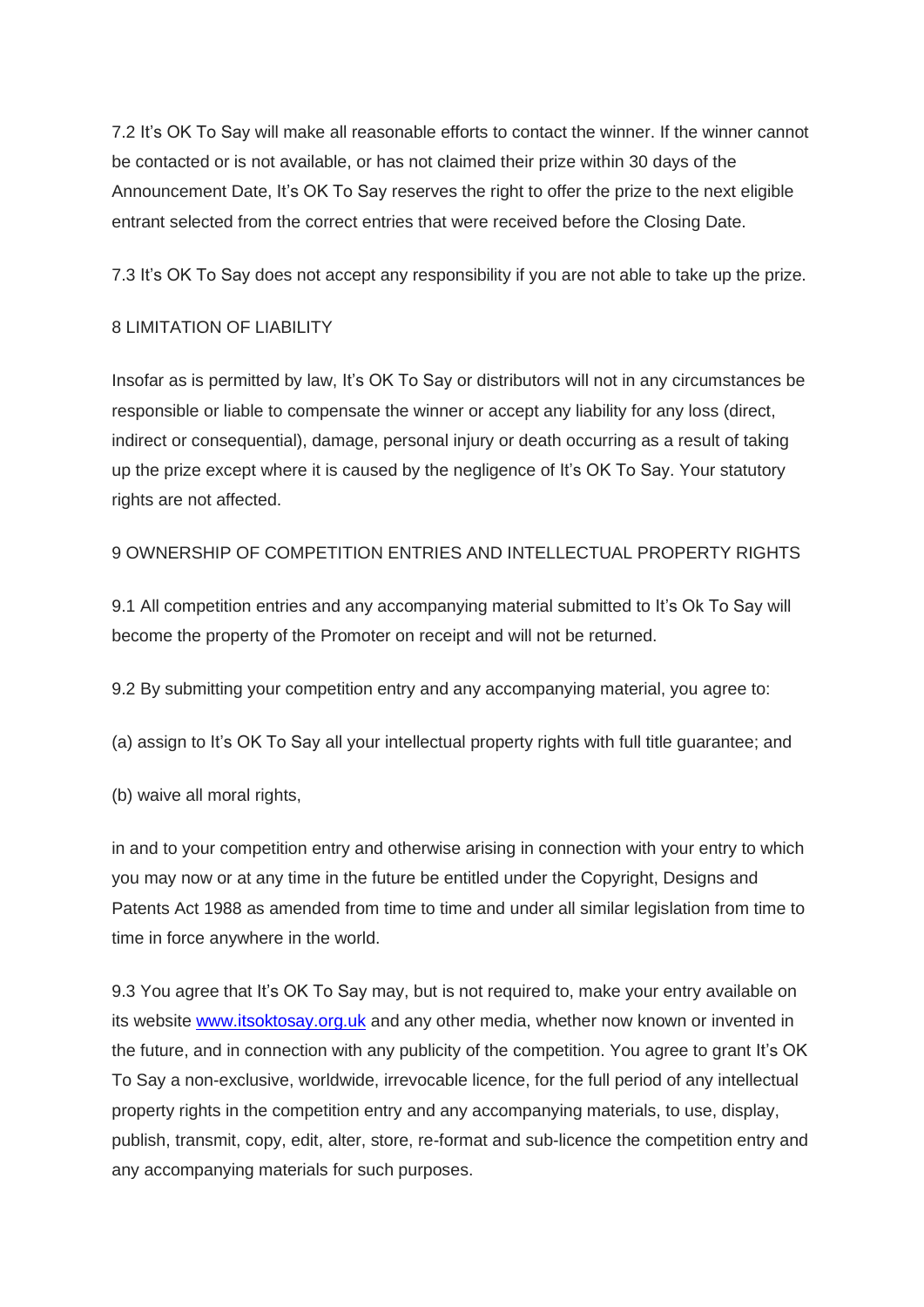7.2 It's OK To Say will make all reasonable efforts to contact the winner. If the winner cannot be contacted or is not available, or has not claimed their prize within 30 days of the Announcement Date, It's OK To Say reserves the right to offer the prize to the next eligible entrant selected from the correct entries that were received before the Closing Date.

7.3 It's OK To Say does not accept any responsibility if you are not able to take up the prize.

8 LIMITATION OF LIABILITY

Insofar as is permitted by law, It's OK To Say or distributors will not in any circumstances be responsible or liable to compensate the winner or accept any liability for any loss (direct, indirect or consequential), damage, personal injury or death occurring as a result of taking up the prize except where it is caused by the negligence of It's OK To Say. Your statutory rights are not affected.

9 OWNERSHIP OF COMPETITION ENTRIES AND INTELLECTUAL PROPERTY RIGHTS

9.1 All competition entries and any accompanying material submitted to It's Ok To Say will become the property of the Promoter on receipt and will not be returned.

9.2 By submitting your competition entry and any accompanying material, you agree to:

(a) assign to It's OK To Say all your intellectual property rights with full title guarantee; and

(b) waive all moral rights,

in and to your competition entry and otherwise arising in connection with your entry to which you may now or at any time in the future be entitled under the Copyright, Designs and Patents Act 1988 as amended from time to time and under all similar legislation from time to time in force anywhere in the world.

9.3 You agree that It's OK To Say may, but is not required to, make your entry available on its website [www.itsoktosay.org.uk](http://www.itsoktosay.org.uk) and any other media, whether now known or invented in the future, and in connection with any publicity of the competition. You agree to grant It's OK To Say a non-exclusive, worldwide, irrevocable licence, for the full period of any intellectual property rights in the competition entry and any accompanying materials, to use, display, publish, transmit, copy, edit, alter, store, re-format and sub-licence the competition entry and any accompanying materials for such purposes.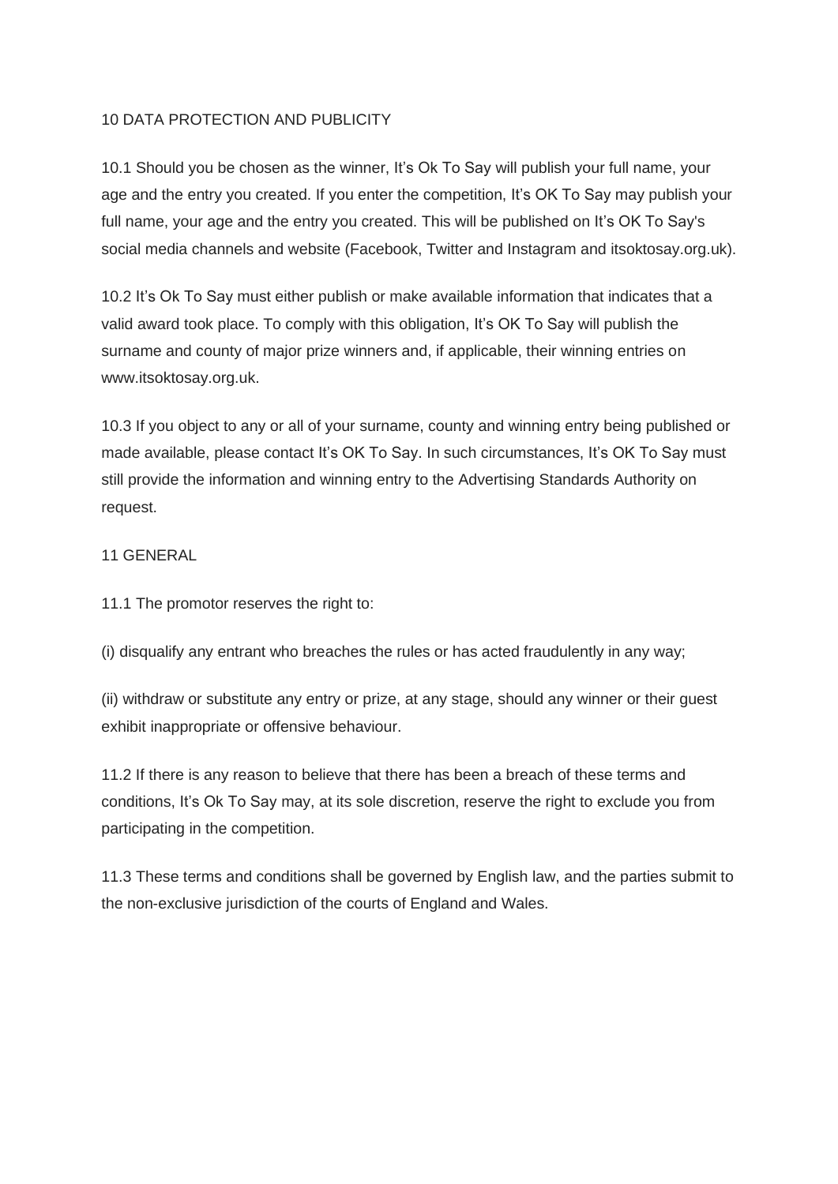## 10 DATA PROTECTION AND PUBLICITY

10.1 Should you be chosen as the winner, It's Ok To Say will publish your full name, your age and the entry you created. If you enter the competition, It's OK To Say may publish your full name, your age and the entry you created. This will be published on It's OK To Say's social media channels and website (Facebook, Twitter and Instagram and itsoktosay.org.uk).

10.2 It's Ok To Say must either publish or make available information that indicates that a valid award took place. To comply with this obligation, It's OK To Say will publish the surname and county of major prize winners and, if applicable, their winning entries on www.itsoktosay.org.uk.

10.3 If you object to any or all of your surname, county and winning entry being published or made available, please contact It's OK To Say. In such circumstances, It's OK To Say must still provide the information and winning entry to the Advertising Standards Authority on request.

## 11 GENERAL

11.1 The promotor reserves the right to:

(i) disqualify any entrant who breaches the rules or has acted fraudulently in any way;

(ii) withdraw or substitute any entry or prize, at any stage, should any winner or their guest exhibit inappropriate or offensive behaviour.

11.2 If there is any reason to believe that there has been a breach of these terms and conditions, It's Ok To Say may, at its sole discretion, reserve the right to exclude you from participating in the competition.

11.3 These terms and conditions shall be governed by English law, and the parties submit to the non-exclusive jurisdiction of the courts of England and Wales.